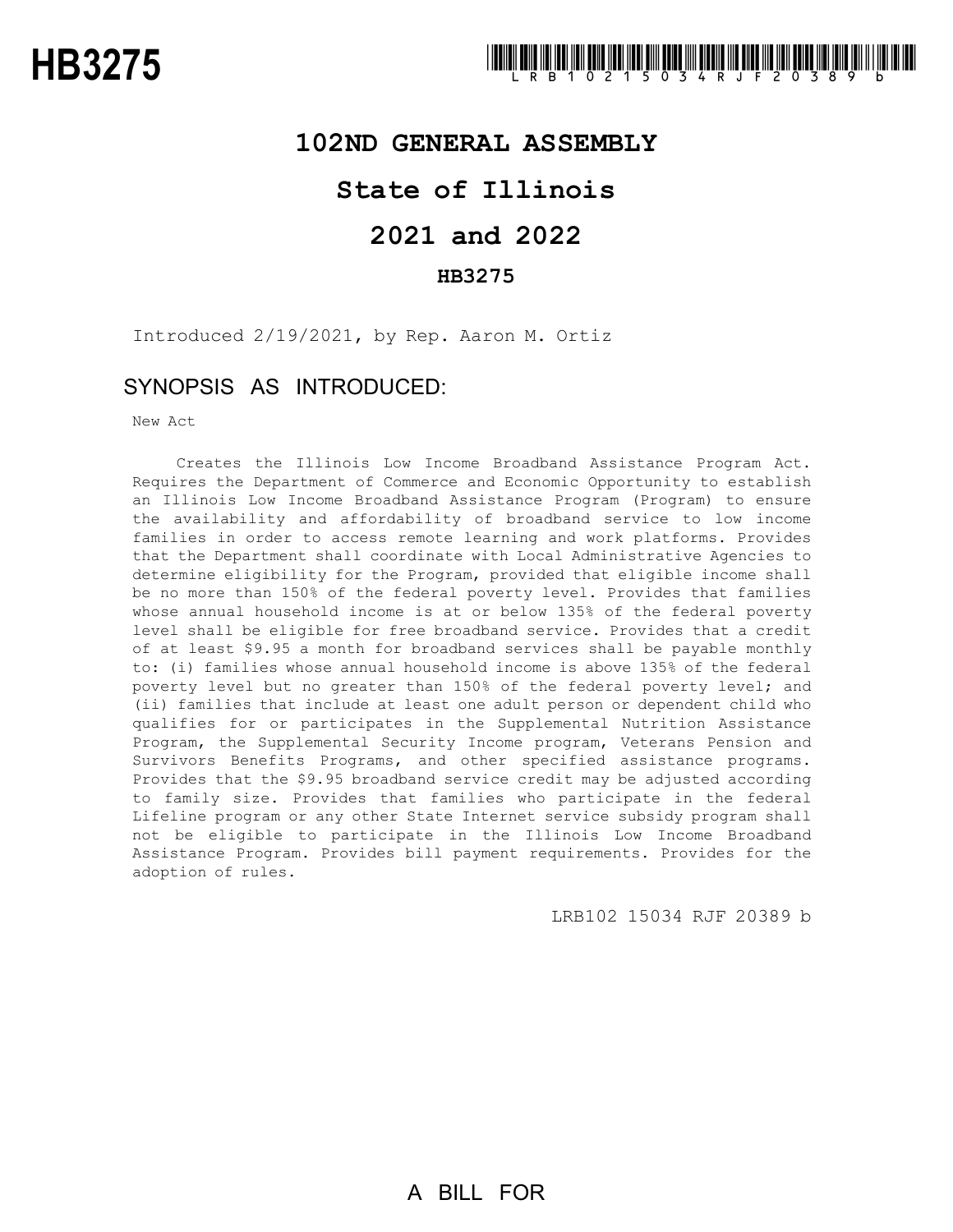# HB3275

LRB102 15034 RJF 20389 b

# 102ND GENERAL ASSEMBLY

# State of Illinois

# 2021 and 2022

## HB3275

Introduced 2/19/2021, by Rep. Aaron M. Ortiz

## SYNOPSIS AS INTRODUCED:

New Act

Creates the Illinois Low Income Broadband Assistance Program Act. Requires the Department of Commerce and Economic Opportunity to establish an Illinois Low Income Broadband Assistance Program (Program) to ensure the availability and affordability of broadband service to low income families in order to access remote learning and work platforms. Provides that the Department shall coordinate with Local Administrative Agencies to determine eligibility for the Program, provided that eligible income shall be no more than 150% of the federal poverty level. Provides that families whose annual household income is at or below 135% of the federal poverty level shall be eligible for free broadband service. Provides that a credit of at least $9.95 a month for broadband services shall be payable monthly to: (i) families whose annual household income is above 135% of the federal poverty level but no greater than 150% of the federal poverty level; and (ii) families that include at least one adult person or dependent child who qualifies for or participates in the Supplemental Nutrition Assistance Program, the Supplemental Security Income program, Veterans Pension and Survivors Benefits Programs, and other specified assistance programs. Provides that the $9.95 broadband service credit may be adjusted according to family size. Provides that families who participate in the federal Lifeline program or any other State Internet service subsidy program shall not be eligible to participate in the Illinois Low Income Broadband Assistance Program. Provides bill payment requirements. Provides for the adoption of rules.

LRB102 15034 RJF 20389 b

A BILL FOR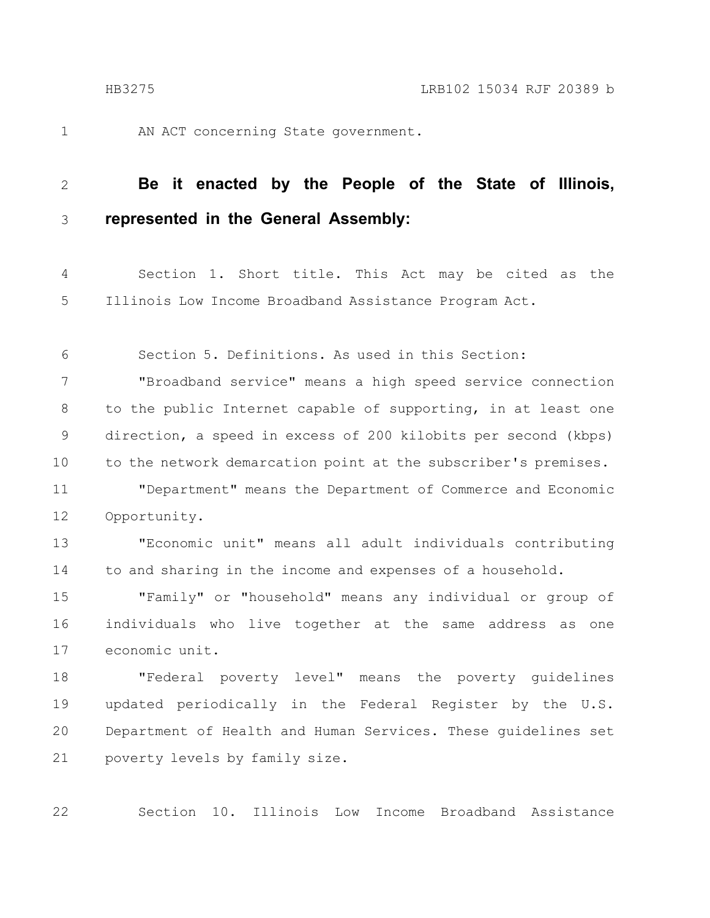AN ACT concerning State government.

**Be it enacted by the People of the State of Illinois, represented in the General Assembly:**

Section 1. Short title. This Act may be cited as the Illinois Low Income Broadband Assistance Program Act.

Section 5. Definitions. As used in this Section:

"Broadband service" means a high speed service connection to the public Internet capable of supporting, in at least one direction, a speed in excess of 200 kilobits per second (kbps) to the network demarcation point at the subscriber's premises.

"Department" means the Department of Commerce and Economic Opportunity.

"Economic unit" means all adult individuals contributing to and sharing in the income and expenses of a household.

"Family" or "household" means any individual or group of individuals who live together at the same address as one economic unit.

"Federal poverty level" means the poverty guidelines updated periodically in the Federal Register by the U.S. Department of Health and Human Services. These guidelines set poverty levels by family size.

Section 10. Illinois Low Income Broadband Assistance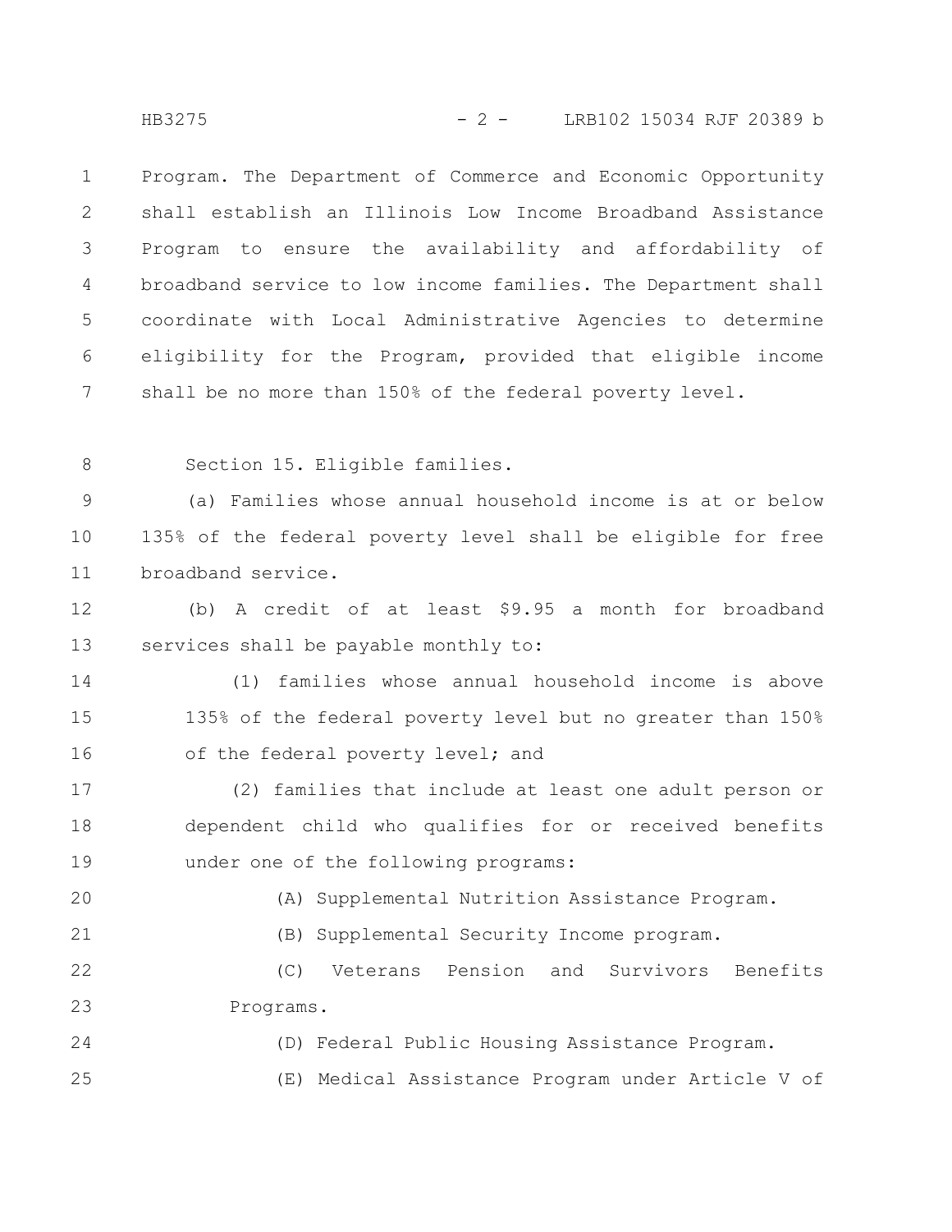Program. The Department of Commerce and Economic Opportunity shall establish an Illinois Low Income Broadband Assistance Program to ensure the availability and affordability of broadband service to low income families. The Department shall coordinate with Local Administrative Agencies to determine eligibility for the Program, provided that eligible income shall be no more than 150% of the federal poverty level.

Section 15. Eligible families.

(a) Families whose annual household income is at or below 135% of the federal poverty level shall be eligible for free broadband service.

(b) A credit of at least $9.95 a month for broadband services shall be payable monthly to:

(1) families whose annual household income is above 135% of the federal poverty level but no greater than 150% of the federal poverty level; and

(2) families that include at least one adult person or dependent child who qualifies for or received benefits under one of the following programs:

(A) Supplemental Nutrition Assistance Program.

(B) Supplemental Security Income program.

(C) Veterans Pension and Survivors Benefits Programs.

(D) Federal Public Housing Assistance Program.

(E) Medical Assistance Program under Article V of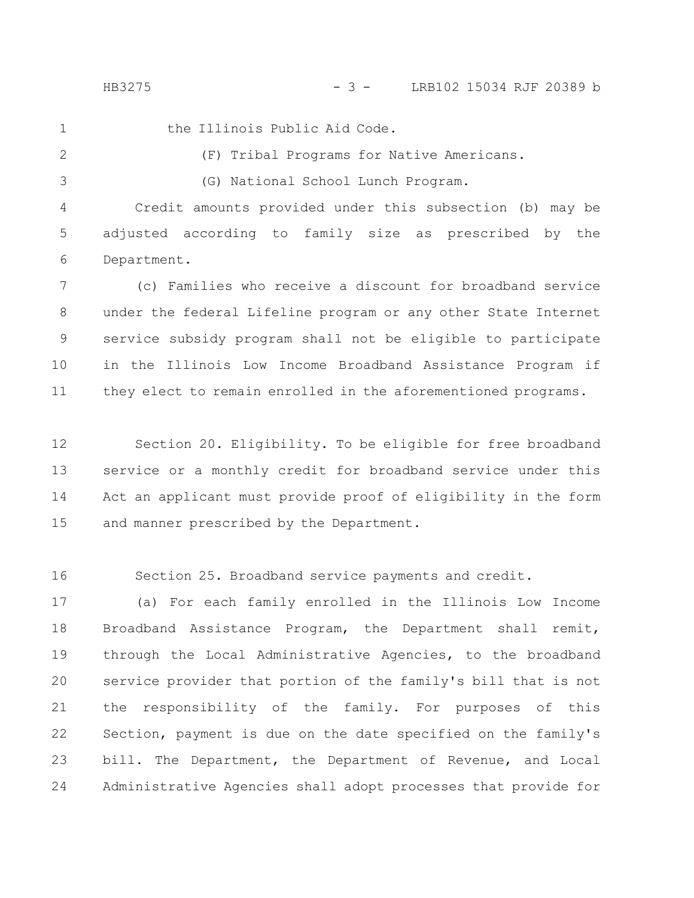the Illinois Public Aid Code.

(F) Tribal Programs for Native Americans.

(G) National School Lunch Program.

Credit amounts provided under this subsection (b) may be adjusted according to family size as prescribed by the Department.

(c) Families who receive a discount for broadband service under the federal Lifeline program or any other State Internet service subsidy program shall not be eligible to participate in the Illinois Low Income Broadband Assistance Program if they elect to remain enrolled in the aforementioned programs.

Section 20. Eligibility. To be eligible for free broadband service or a monthly credit for broadband service under this Act an applicant must provide proof of eligibility in the form and manner prescribed by the Department.

Section 25. Broadband service payments and credit.

(a) For each family enrolled in the Illinois Low Income Broadband Assistance Program, the Department shall remit, through the Local Administrative Agencies, to the broadband service provider that portion of the family's bill that is not the responsibility of the family. For purposes of this Section, payment is due on the date specified on the family's bill. The Department, the Department of Revenue, and Local Administrative Agencies shall adopt processes that provide for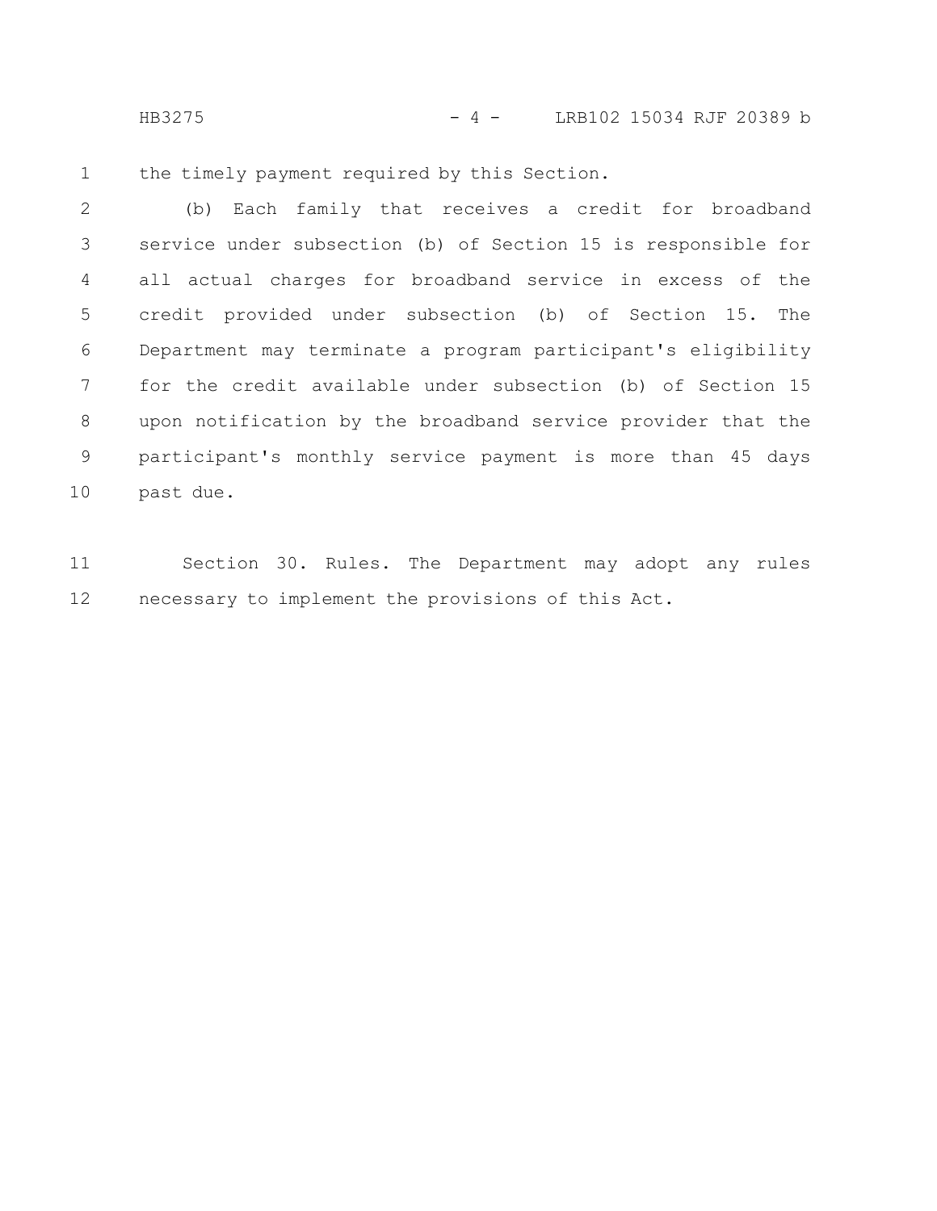the timely payment required by this Section.

(b) Each family that receives a credit for broadband service under subsection (b) of Section 15 is responsible for all actual charges for broadband service in excess of the credit provided under subsection (b) of Section 15. The Department may terminate a program participant's eligibility for the credit available under subsection (b) of Section 15 upon notification by the broadband service provider that the participant's monthly service payment is more than 45 days past due.

Section 30. Rules. The Department may adopt any rules necessary to implement the provisions of this Act.